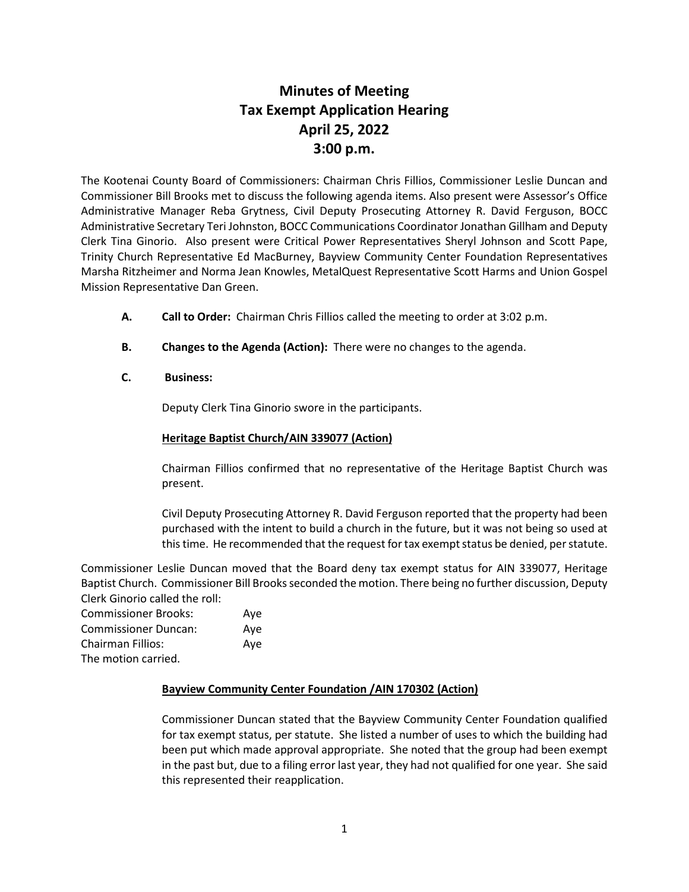# Minutes of Meeting
# Tax Exempt Application Hearing
# April 25, 2022
# 3:00 p.m.

The Kootenai County Board of Commissioners: Chairman Chris Fillios, Commissioner Leslie Duncan and Commissioner Bill Brooks met to discuss the following agenda items. Also present were Assessor's Office Administrative Manager Reba Grytness, Civil Deputy Prosecuting Attorney R. David Ferguson, BOCC Administrative Secretary Teri Johnston, BOCC Communications Coordinator Jonathan Gillham and Deputy Clerk Tina Ginorio. Also present were Critical Power Representatives Sheryl Johnson and Scott Pape, Trinity Church Representative Ed MacBurney, Bayview Community Center Foundation Representatives Marsha Ritzheimer and Norma Jean Knowles, MetalQuest Representative Scott Harms and Union Gospel Mission Representative Dan Green.

**A. Call to Order:** Chairman Chris Fillios called the meeting to order at 3:02 p.m.

**B. Changes to the Agenda (Action):** There were no changes to the agenda.

**C. Business:**

Deputy Clerk Tina Ginorio swore in the participants.

**Heritage Baptist Church/AIN 339077 (Action)**

Chairman Fillios confirmed that no representative of the Heritage Baptist Church was present.

Civil Deputy Prosecuting Attorney R. David Ferguson reported that the property had been purchased with the intent to build a church in the future, but it was not being so used at this time. He recommended that the request for tax exempt status be denied, per statute.

Commissioner Leslie Duncan moved that the Board deny tax exempt status for AIN 339077, Heritage Baptist Church. Commissioner Bill Brooks seconded the motion. There being no further discussion, Deputy Clerk Ginorio called the roll:

Commissioner Brooks: Aye
Commissioner Duncan: Aye
Chairman Fillios: Aye
The motion carried.

**Bayview Community Center Foundation /AIN 170302 (Action)**

Commissioner Duncan stated that the Bayview Community Center Foundation qualified for tax exempt status, per statute. She listed a number of uses to which the building had been put which made approval appropriate. She noted that the group had been exempt in the past but, due to a filing error last year, they had not qualified for one year. She said this represented their reapplication.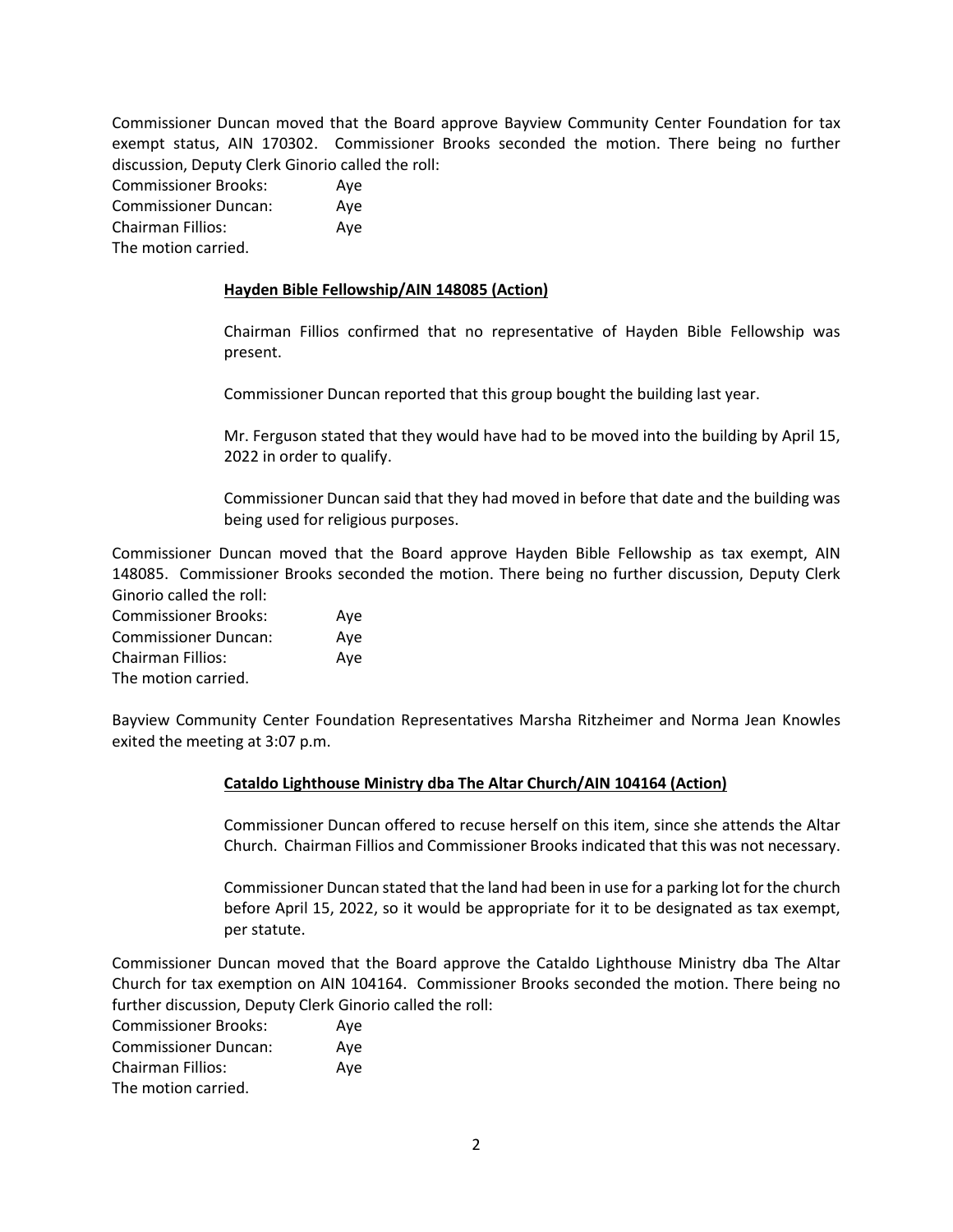Commissioner Duncan moved that the Board approve Bayview Community Center Foundation for tax exempt status, AIN 170302. Commissioner Brooks seconded the motion. There being no further discussion, Deputy Clerk Ginorio called the roll:

Commissioner Brooks: Aye
Commissioner Duncan: Aye
Chairman Fillios: Aye
The motion carried.

**Hayden Bible Fellowship/AIN 148085 (Action)**

Chairman Fillios confirmed that no representative of Hayden Bible Fellowship was present.

Commissioner Duncan reported that this group bought the building last year.

Mr. Ferguson stated that they would have had to be moved into the building by April 15, 2022 in order to qualify.

Commissioner Duncan said that they had moved in before that date and the building was being used for religious purposes.

Commissioner Duncan moved that the Board approve Hayden Bible Fellowship as tax exempt, AIN 148085. Commissioner Brooks seconded the motion. There being no further discussion, Deputy Clerk Ginorio called the roll:

Commissioner Brooks: Aye
Commissioner Duncan: Aye
Chairman Fillios: Aye
The motion carried.

Bayview Community Center Foundation Representatives Marsha Ritzheimer and Norma Jean Knowles exited the meeting at 3:07 p.m.

**Cataldo Lighthouse Ministry dba The Altar Church/AIN 104164 (Action)**

Commissioner Duncan offered to recuse herself on this item, since she attends the Altar Church. Chairman Fillios and Commissioner Brooks indicated that this was not necessary.

Commissioner Duncan stated that the land had been in use for a parking lot for the church before April 15, 2022, so it would be appropriate for it to be designated as tax exempt, per statute.

Commissioner Duncan moved that the Board approve the Cataldo Lighthouse Ministry dba The Altar Church for tax exemption on AIN 104164. Commissioner Brooks seconded the motion. There being no further discussion, Deputy Clerk Ginorio called the roll:

Commissioner Brooks: Aye
Commissioner Duncan: Aye
Chairman Fillios: Aye
The motion carried.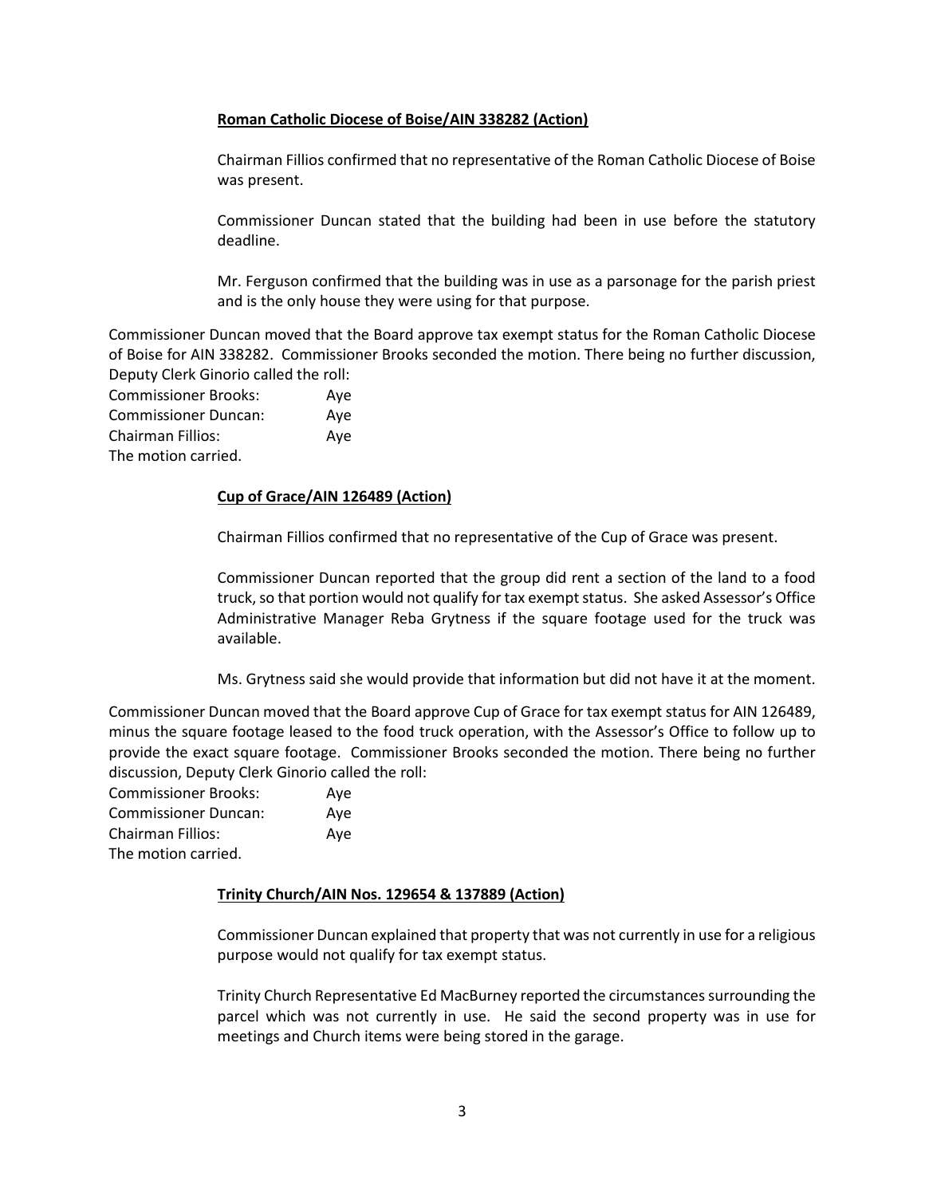**Roman Catholic Diocese of Boise/AIN 338282 (Action)**

Chairman Fillios confirmed that no representative of the Roman Catholic Diocese of Boise was present.

Commissioner Duncan stated that the building had been in use before the statutory deadline.

Mr. Ferguson confirmed that the building was in use as a parsonage for the parish priest and is the only house they were using for that purpose.

Commissioner Duncan moved that the Board approve tax exempt status for the Roman Catholic Diocese of Boise for AIN 338282. Commissioner Brooks seconded the motion. There being no further discussion, Deputy Clerk Ginorio called the roll:

Commissioner Brooks: Aye
Commissioner Duncan: Aye
Chairman Fillios: Aye
The motion carried.

**Cup of Grace/AIN 126489 (Action)**

Chairman Fillios confirmed that no representative of the Cup of Grace was present.

Commissioner Duncan reported that the group did rent a section of the land to a food truck, so that portion would not qualify for tax exempt status. She asked Assessor's Office Administrative Manager Reba Grytness if the square footage used for the truck was available.

Ms. Grytness said she would provide that information but did not have it at the moment.

Commissioner Duncan moved that the Board approve Cup of Grace for tax exempt status for AIN 126489, minus the square footage leased to the food truck operation, with the Assessor's Office to follow up to provide the exact square footage. Commissioner Brooks seconded the motion. There being no further discussion, Deputy Clerk Ginorio called the roll:

Commissioner Brooks: Aye
Commissioner Duncan: Aye
Chairman Fillios: Aye
The motion carried.

**Trinity Church/AIN Nos. 129654 & 137889 (Action)**

Commissioner Duncan explained that property that was not currently in use for a religious purpose would not qualify for tax exempt status.

Trinity Church Representative Ed MacBurney reported the circumstances surrounding the parcel which was not currently in use. He said the second property was in use for meetings and Church items were being stored in the garage.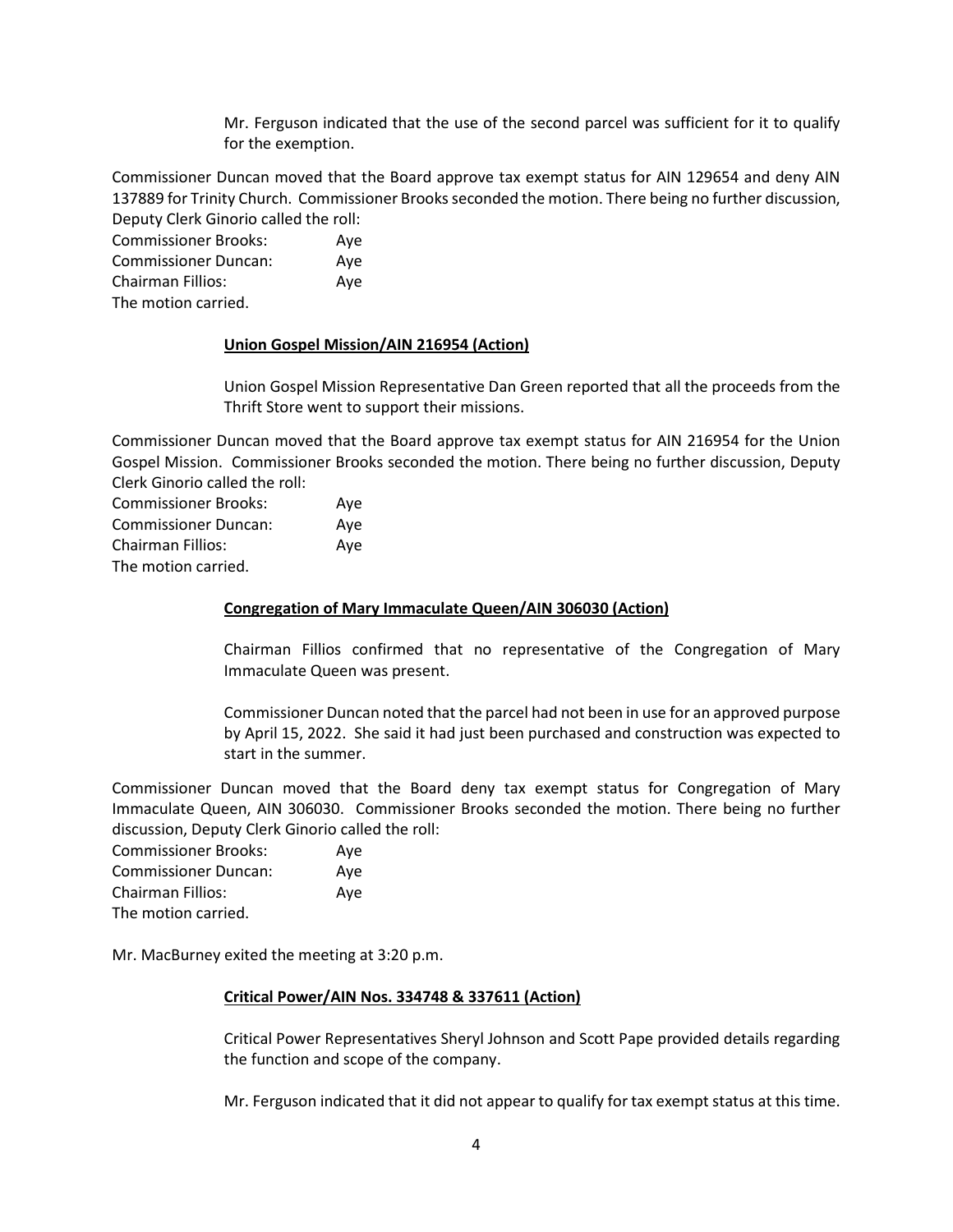Mr. Ferguson indicated that the use of the second parcel was sufficient for it to qualify for the exemption.

Commissioner Duncan moved that the Board approve tax exempt status for AIN 129654 and deny AIN 137889 for Trinity Church. Commissioner Brooks seconded the motion. There being no further discussion, Deputy Clerk Ginorio called the roll:

Commissioner Brooks: Aye
Commissioner Duncan: Aye
Chairman Fillios: Aye
The motion carried.

**Union Gospel Mission/AIN 216954 (Action)**

Union Gospel Mission Representative Dan Green reported that all the proceeds from the Thrift Store went to support their missions.

Commissioner Duncan moved that the Board approve tax exempt status for AIN 216954 for the Union Gospel Mission. Commissioner Brooks seconded the motion. There being no further discussion, Deputy Clerk Ginorio called the roll:

Commissioner Brooks: Aye
Commissioner Duncan: Aye
Chairman Fillios: Aye
The motion carried.

**Congregation of Mary Immaculate Queen/AIN 306030 (Action)**

Chairman Fillios confirmed that no representative of the Congregation of Mary Immaculate Queen was present.

Commissioner Duncan noted that the parcel had not been in use for an approved purpose by April 15, 2022. She said it had just been purchased and construction was expected to start in the summer.

Commissioner Duncan moved that the Board deny tax exempt status for Congregation of Mary Immaculate Queen, AIN 306030. Commissioner Brooks seconded the motion. There being no further discussion, Deputy Clerk Ginorio called the roll:

Commissioner Brooks: Aye
Commissioner Duncan: Aye
Chairman Fillios: Aye
The motion carried.

Mr. MacBurney exited the meeting at 3:20 p.m.

**Critical Power/AIN Nos. 334748 & 337611 (Action)**

Critical Power Representatives Sheryl Johnson and Scott Pape provided details regarding the function and scope of the company.

Mr. Ferguson indicated that it did not appear to qualify for tax exempt status at this time.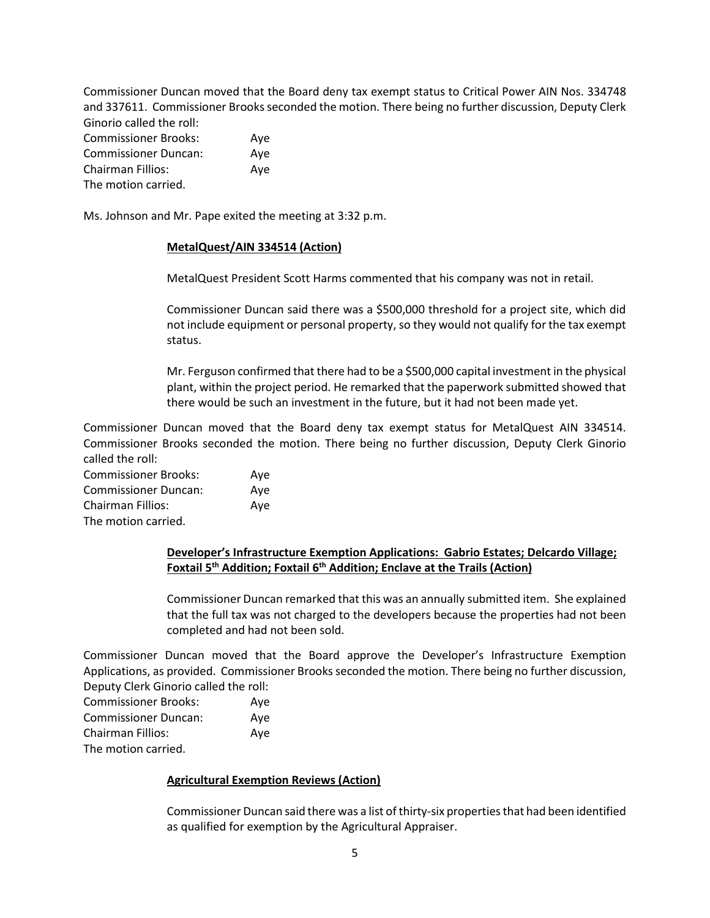Commissioner Duncan moved that the Board deny tax exempt status to Critical Power AIN Nos. 334748 and 337611. Commissioner Brooks seconded the motion. There being no further discussion, Deputy Clerk Ginorio called the roll:

Commissioner Brooks: Aye
Commissioner Duncan: Aye
Chairman Fillios: Aye
The motion carried.

Ms. Johnson and Mr. Pape exited the meeting at 3:32 p.m.

**MetalQuest/AIN 334514 (Action)**

MetalQuest President Scott Harms commented that his company was not in retail.

Commissioner Duncan said there was a $500,000 threshold for a project site, which did not include equipment or personal property, so they would not qualify for the tax exempt status.

Mr. Ferguson confirmed that there had to be a $500,000 capital investment in the physical plant, within the project period. He remarked that the paperwork submitted showed that there would be such an investment in the future, but it had not been made yet.

Commissioner Duncan moved that the Board deny tax exempt status for MetalQuest AIN 334514. Commissioner Brooks seconded the motion. There being no further discussion, Deputy Clerk Ginorio called the roll:

Commissioner Brooks: Aye
Commissioner Duncan: Aye
Chairman Fillios: Aye
The motion carried.

**Developer's Infrastructure Exemption Applications: Gabrio Estates; Delcardo Village; Foxtail 5th Addition; Foxtail 6th Addition; Enclave at the Trails (Action)**

Commissioner Duncan remarked that this was an annually submitted item. She explained that the full tax was not charged to the developers because the properties had not been completed and had not been sold.

Commissioner Duncan moved that the Board approve the Developer's Infrastructure Exemption Applications, as provided. Commissioner Brooks seconded the motion. There being no further discussion, Deputy Clerk Ginorio called the roll:

Commissioner Brooks: Aye
Commissioner Duncan: Aye
Chairman Fillios: Aye
The motion carried.

**Agricultural Exemption Reviews (Action)**

Commissioner Duncan said there was a list of thirty-six properties that had been identified as qualified for exemption by the Agricultural Appraiser.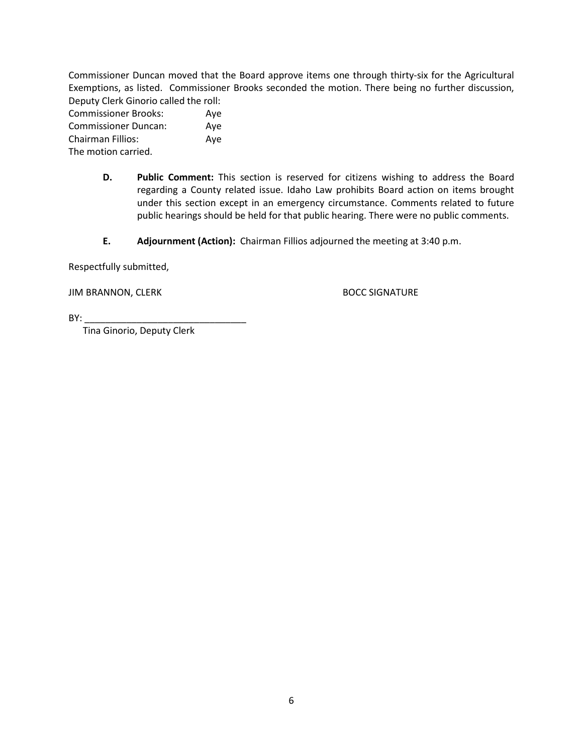Commissioner Duncan moved that the Board approve items one through thirty-six for the Agricultural Exemptions, as listed. Commissioner Brooks seconded the motion. There being no further discussion, Deputy Clerk Ginorio called the roll:

| | |
|---|---|
| Commissioner Brooks: | Aye |
| Commissioner Duncan: | Aye |
| Chairman Fillios: | Aye |

The motion carried.

**D. Public Comment:** This section is reserved for citizens wishing to address the Board regarding a County related issue. Idaho Law prohibits Board action on items brought under this section except in an emergency circumstance. Comments related to future public hearings should be held for that public hearing. There were no public comments.

**E. Adjournment (Action):** Chairman Fillios adjourned the meeting at 3:40 p.m.

Respectfully submitted,

JIM BRANNON, CLERK    BOCC SIGNATURE

BY: ______________________________

Tina Ginorio, Deputy Clerk